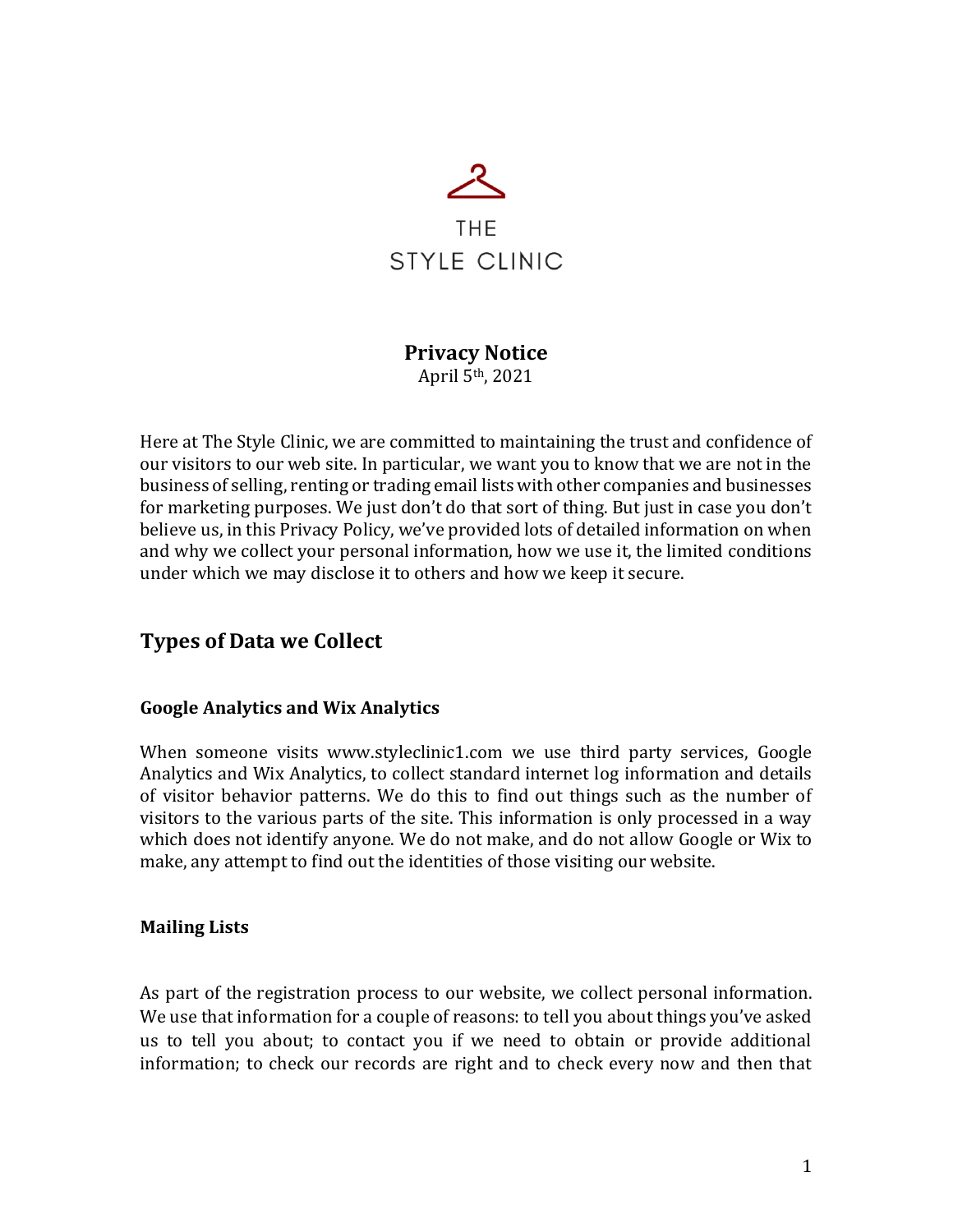THE
STYLE CLINIC

# Privacy Notice

April 5th, 2021

Here at The Style Clinic, we are committed to maintaining the trust and confidence of our visitors to our web site. In particular, we want you to know that we are not in the business of selling, renting or trading email lists with other companies and businesses for marketing purposes. We just don't do that sort of thing. But just in case you don't believe us, in this Privacy Policy, we've provided lots of detailed information on when and why we collect your personal information, how we use it, the limited conditions under which we may disclose it to others and how we keep it secure.

## Types of Data we Collect

### Google Analytics and Wix Analytics

When someone visits www.styleclinic1.com we use third party services, Google Analytics and Wix Analytics, to collect standard internet log information and details of visitor behavior patterns. We do this to find out things such as the number of visitors to the various parts of the site. This information is only processed in a way which does not identify anyone. We do not make, and do not allow Google or Wix to make, any attempt to find out the identities of those visiting our website.

### Mailing Lists

As part of the registration process to our website, we collect personal information. We use that information for a couple of reasons: to tell you about things you've asked us to tell you about; to contact you if we need to obtain or provide additional information; to check our records are right and to check every now and then that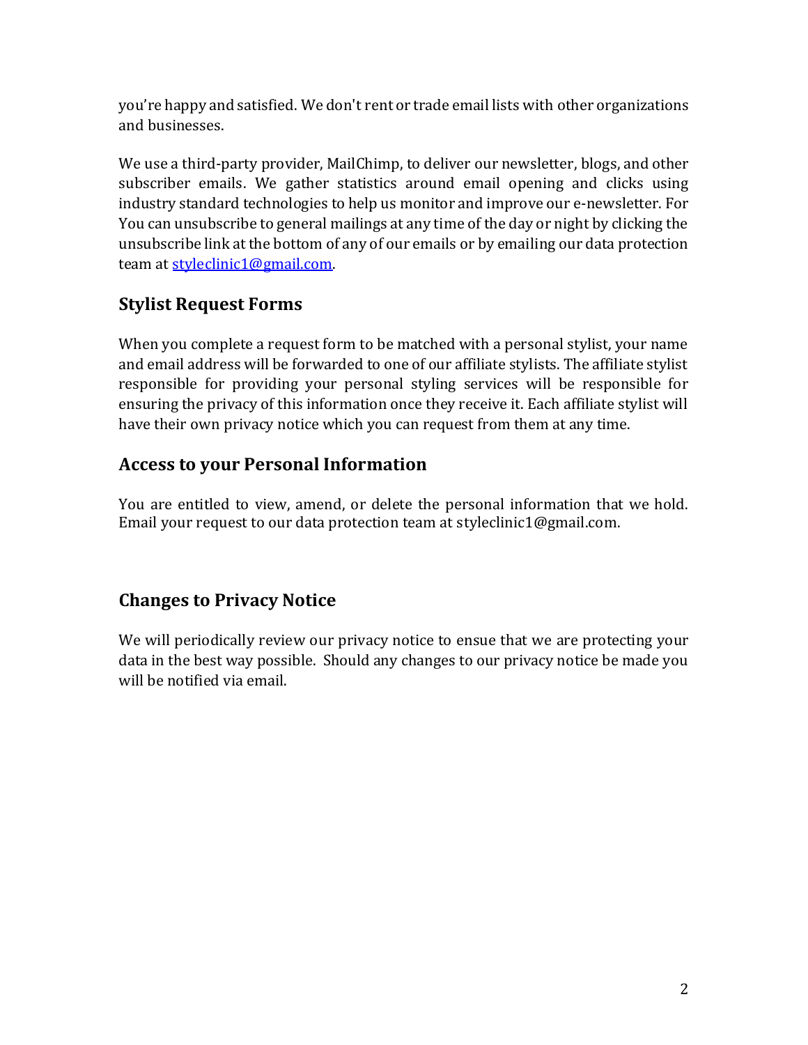you're happy and satisfied. We don't rent or trade email lists with other organizations and businesses.

We use a third-party provider, MailChimp, to deliver our newsletter, blogs, and other subscriber emails. We gather statistics around email opening and clicks using industry standard technologies to help us monitor and improve our e-newsletter. For You can unsubscribe to general mailings at any time of the day or night by clicking the unsubscribe link at the bottom of any of our emails or by emailing our data protection team at styleclinic1@gmail.com.

## Stylist Request Forms

When you complete a request form to be matched with a personal stylist, your name and email address will be forwarded to one of our affiliate stylists. The affiliate stylist responsible for providing your personal styling services will be responsible for ensuring the privacy of this information once they receive it. Each affiliate stylist will have their own privacy notice which you can request from them at any time.

## Access to your Personal Information

You are entitled to view, amend, or delete the personal information that we hold. Email your request to our data protection team at styleclinic1@gmail.com.

## Changes to Privacy Notice

We will periodically review our privacy notice to ensue that we are protecting your data in the best way possible. Should any changes to our privacy notice be made you will be notified via email.